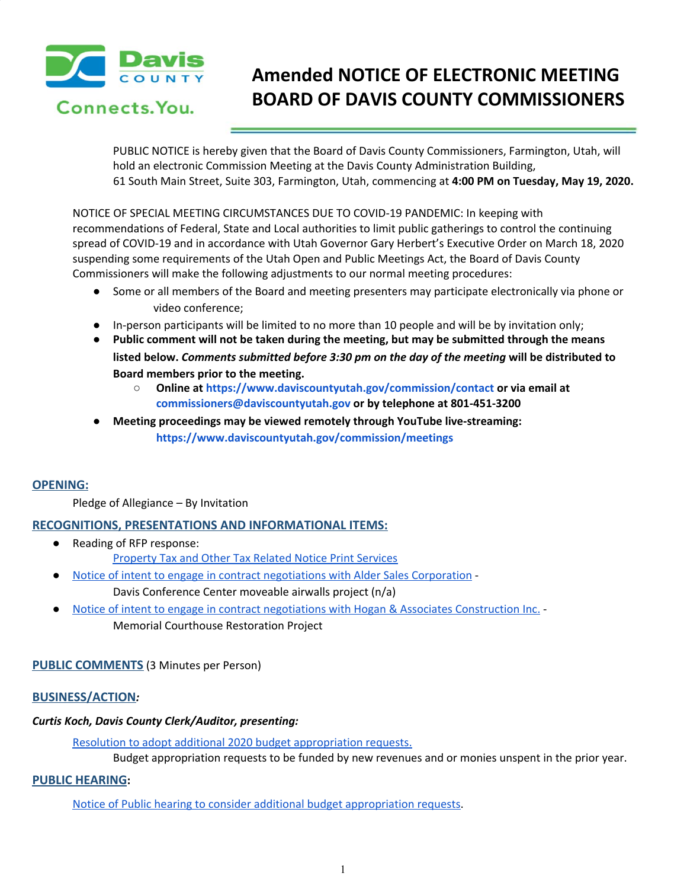# Amended NOTICE OF ELECTRONIC MEETING BOARD OF DAVIS COUNTY COMMISSIONERS

PUBLIC NOTICE is hereby given that the Board of Davis County Commissioners, Farmington, Utah, will hold an electronic Commission Meeting at the Davis County Administration Building, 61 South Main Street, Suite 303, Farmington, Utah, commencing at **4:00 PM on Tuesday, May 19, 2020.**

NOTICE OF SPECIAL MEETING CIRCUMSTANCES DUE TO COVID-19 PANDEMIC: In keeping with recommendations of Federal, State and Local authorities to limit public gatherings to control the continuing spread of COVID-19 and in accordance with Utah Governor Gary Herbert's Executive Order on March 18, 2020 suspending some requirements of the Utah Open and Public Meetings Act, the Board of Davis County Commissioners will make the following adjustments to our normal meeting procedures:

- Some or all members of the Board and meeting presenters may participate electronically via phone or video conference;
- In-person participants will be limited to no more than 10 people and will be by invitation only;
- **Public comment will not be taken during the meeting, but may be submitted through the means listed below. *Comments submitted before 3:30 pm on the day of the meeting* will be distributed to Board members prior to the meeting.**
    - **Online at https://www.daviscountyutah.gov/commission/contact or via email at commissioners@daviscountyutah.gov or by telephone at 801-451-3200**
- **Meeting proceedings may be viewed remotely through YouTube live-streaming: https://www.daviscountyutah.gov/commission/meetings**

## OPENING:

Pledge of Allegiance – By Invitation

## RECOGNITIONS, PRESENTATIONS AND INFORMATIONAL ITEMS:

- Reading of RFP response:
  Property Tax and Other Tax Related Notice Print Services
- Notice of intent to engage in contract negotiations with Alder Sales Corporation -
  Davis Conference Center moveable airwalls project (n/a)
- Notice of intent to engage in contract negotiations with Hogan & Associates Construction Inc. -
  Memorial Courthouse Restoration Project

## PUBLIC COMMENTS (3 Minutes per Person)

## BUSINESS/ACTION*:*

***Curtis Koch, Davis County Clerk/Auditor, presenting:***

Resolution to adopt additional 2020 budget appropriation requests.
Budget appropriation requests to be funded by new revenues and or monies unspent in the prior year.

## PUBLIC HEARING:

Notice of Public hearing to consider additional budget appropriation requests.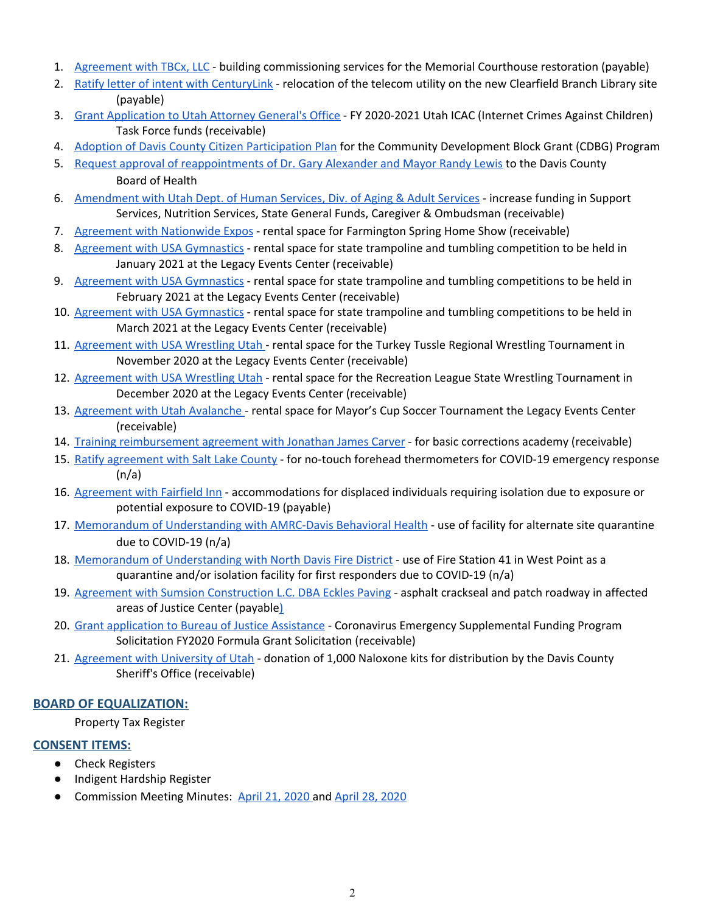1. Agreement with TBCx, LLC - building commissioning services for the Memorial Courthouse restoration (payable)
2. Ratify letter of intent with CenturyLink - relocation of the telecom utility on the new Clearfield Branch Library site (payable)
3. Grant Application to Utah Attorney General's Office - FY 2020-2021 Utah ICAC (Internet Crimes Against Children) Task Force funds (receivable)
4. Adoption of Davis County Citizen Participation Plan for the Community Development Block Grant (CDBG) Program
5. Request approval of reappointments of Dr. Gary Alexander and Mayor Randy Lewis to the Davis County Board of Health
6. Amendment with Utah Dept. of Human Services, Div. of Aging & Adult Services - increase funding in Support Services, Nutrition Services, State General Funds, Caregiver & Ombudsman (receivable)
7. Agreement with Nationwide Expos - rental space for Farmington Spring Home Show (receivable)
8. Agreement with USA Gymnastics - rental space for state trampoline and tumbling competition to be held in January 2021 at the Legacy Events Center (receivable)
9. Agreement with USA Gymnastics - rental space for state trampoline and tumbling competitions to be held in February 2021 at the Legacy Events Center (receivable)
10. Agreement with USA Gymnastics - rental space for state trampoline and tumbling competitions to be held in March 2021 at the Legacy Events Center (receivable)
11. Agreement with USA Wrestling Utah - rental space for the Turkey Tussle Regional Wrestling Tournament in November 2020 at the Legacy Events Center (receivable)
12. Agreement with USA Wrestling Utah - rental space for the Recreation League State Wrestling Tournament in December 2020 at the Legacy Events Center (receivable)
13. Agreement with Utah Avalanche - rental space for Mayor's Cup Soccer Tournament the Legacy Events Center (receivable)
14. Training reimbursement agreement with Jonathan James Carver - for basic corrections academy (receivable)
15. Ratify agreement with Salt Lake County - for no-touch forehead thermometers for COVID-19 emergency response (n/a)
16. Agreement with Fairfield Inn - accommodations for displaced individuals requiring isolation due to exposure or potential exposure to COVID-19 (payable)
17. Memorandum of Understanding with AMRC-Davis Behavioral Health - use of facility for alternate site quarantine due to COVID-19 (n/a)
18. Memorandum of Understanding with North Davis Fire District - use of Fire Station 41 in West Point as a quarantine and/or isolation facility for first responders due to COVID-19 (n/a)
19. Agreement with Sumsion Construction L.C. DBA Eckles Paving - asphalt crackseal and patch roadway in affected areas of Justice Center (payable)
20. Grant application to Bureau of Justice Assistance - Coronavirus Emergency Supplemental Funding Program Solicitation FY2020 Formula Grant Solicitation (receivable)
21. Agreement with University of Utah - donation of 1,000 Naloxone kits for distribution by the Davis County Sheriff's Office (receivable)

## BOARD OF EQUALIZATION:

Property Tax Register

## CONSENT ITEMS:

- Check Registers
- Indigent Hardship Register
- Commission Meeting Minutes: April 21, 2020 and April 28, 2020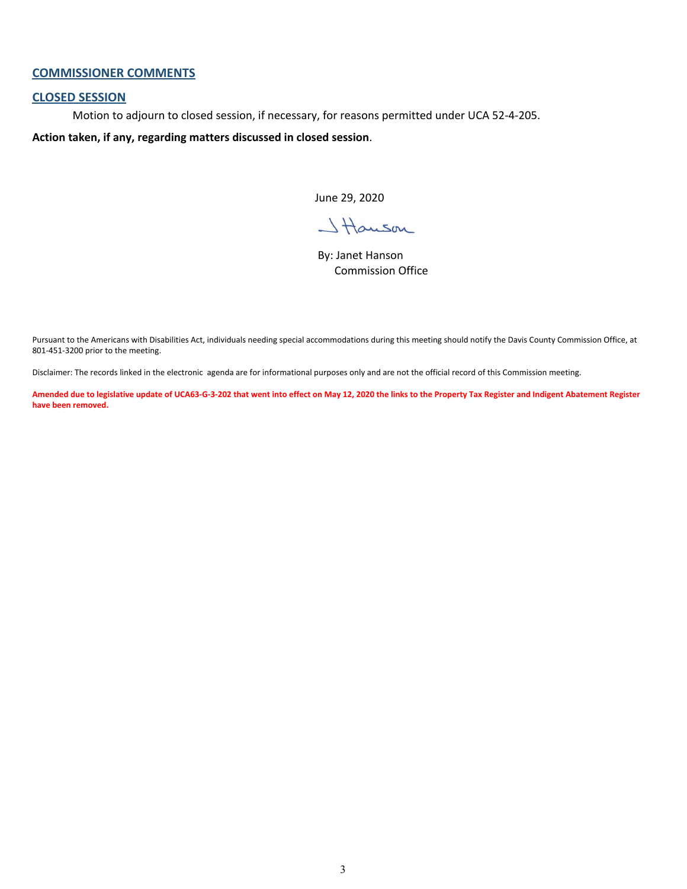## COMMISSIONER COMMENTS

## CLOSED SESSION

Motion to adjourn to closed session, if necessary, for reasons permitted under UCA 52-4-205.

**Action taken, if any, regarding matters discussed in closed session**.

June 29, 2020

J Hanson

By: Janet Hanson
Commission Office

Pursuant to the Americans with Disabilities Act, individuals needing special accommodations during this meeting should notify the Davis County Commission Office, at 801-451-3200 prior to the meeting.

Disclaimer: The records linked in the electronic agenda are for informational purposes only and are not the official record of this Commission meeting.

**Amended due to legislative update of UCA63-G-3-202 that went into effect on May 12, 2020 the links to the Property Tax Register and Indigent Abatement Register have been removed.**